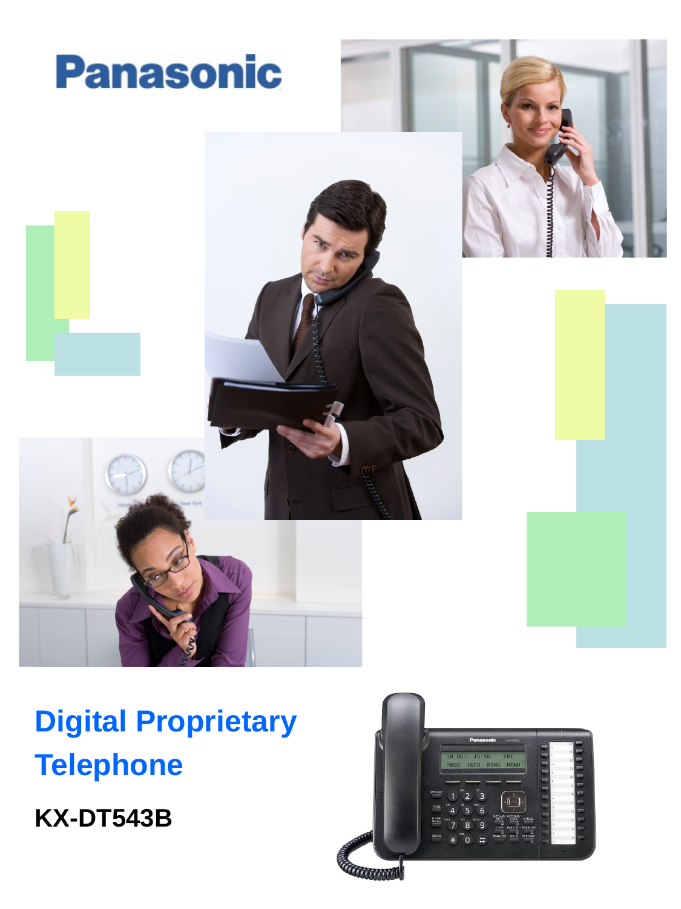Panasonic

# Digital Proprietary Telephone

## KX-DT543B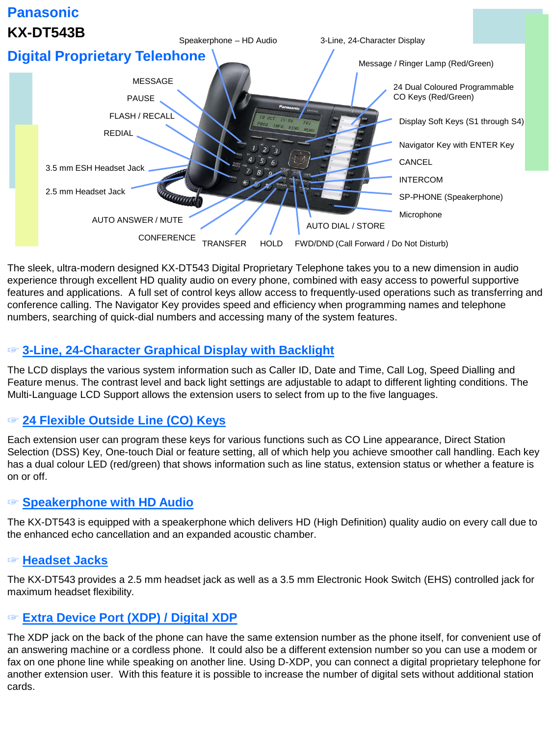**Panasonic**

**KX-DT543B**

## Digital Proprietary Telephone

Speakerphone – HD Audio
3-Line, 24-Character Display
Message / Ringer Lamp (Red/Green)
24 Dual Coloured Programmable CO Keys (Red/Green)
Display Soft Keys (S1 through S4)
Navigator Key with ENTER Key
CANCEL
INTERCOM
SP-PHONE (Speakerphone)
Microphone
AUTO DIAL / STORE
FWD/DND (Call Forward / Do Not Disturb)
HOLD
TRANSFER
CONFERENCE
AUTO ANSWER / MUTE
2.5 mm Headset Jack
3.5 mm ESH Headset Jack
REDIAL
FLASH / RECALL
PAUSE
MESSAGE

The sleek, ultra-modern designed KX-DT543 Digital Proprietary Telephone takes you to a new dimension in audio experience through excellent HD quality audio on every phone, combined with easy access to powerful supportive features and applications. A full set of control keys allow access to frequently-used operations such as transferring and conference calling. The Navigator Key provides speed and efficiency when programming names and telephone numbers, searching of quick-dial numbers and accessing many of the system features.

### ☞ 3-Line, 24-Character Graphical Display with Backlight

The LCD displays the various system information such as Caller ID, Date and Time, Call Log, Speed Dialling and Feature menus. The contrast level and back light settings are adjustable to adapt to different lighting conditions. The Multi-Language LCD Support allows the extension users to select from up to the five languages.

### ☞ 24 Flexible Outside Line (CO) Keys

Each extension user can program these keys for various functions such as CO Line appearance, Direct Station Selection (DSS) Key, One-touch Dial or feature setting, all of which help you achieve smoother call handling. Each key has a dual colour LED (red/green) that shows information such as line status, extension status or whether a feature is on or off.

### ☞ Speakerphone with HD Audio

The KX-DT543 is equipped with a speakerphone which delivers HD (High Definition) quality audio on every call due to the enhanced echo cancellation and an expanded acoustic chamber.

### ☞ Headset Jacks

The KX-DT543 provides a 2.5 mm headset jack as well as a 3.5 mm Electronic Hook Switch (EHS) controlled jack for maximum headset flexibility.

### ☞ Extra Device Port (XDP) / Digital XDP

The XDP jack on the back of the phone can have the same extension number as the phone itself, for convenient use of an answering machine or a cordless phone. It could also be a different extension number so you can use a modem or fax on one phone line while speaking on another line. Using D-XDP, you can connect a digital proprietary telephone for another extension user. With this feature it is possible to increase the number of digital sets without additional station cards.